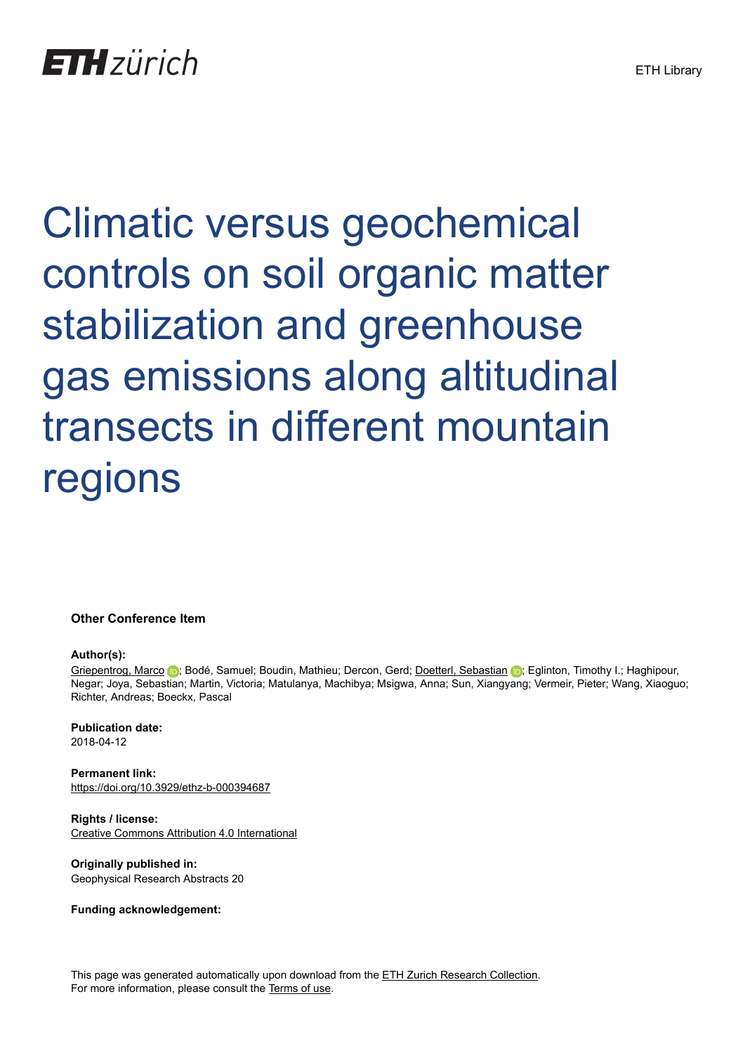# Climatic versus geochemical controls on soil organic matter stabilization and greenhouse gas emissions along altitudinal transects in different mountain regions

**Other Conference Item**

**Author(s):**
Griepentrog, Marco; Bodé, Samuel; Boudin, Mathieu; Dercon, Gerd; Doetterl, Sebastian; Eglinton, Timothy I.; Haghipour, Negar; Joya, Sebastian; Martin, Victoria; Matulanya, Machibya; Msigwa, Anna; Sun, Xiangyang; Vermeir, Pieter; Wang, Xiaoguo; Richter, Andreas; Boeckx, Pascal

**Publication date:**
2018-04-12

**Permanent link:**
https://doi.org/10.3929/ethz-b-000394687

**Rights / license:**
Creative Commons Attribution 4.0 International

**Originally published in:**
Geophysical Research Abstracts 20

**Funding acknowledgement:**

This page was generated automatically upon download from the ETH Zurich Research Collection.
For more information, please consult the Terms of use.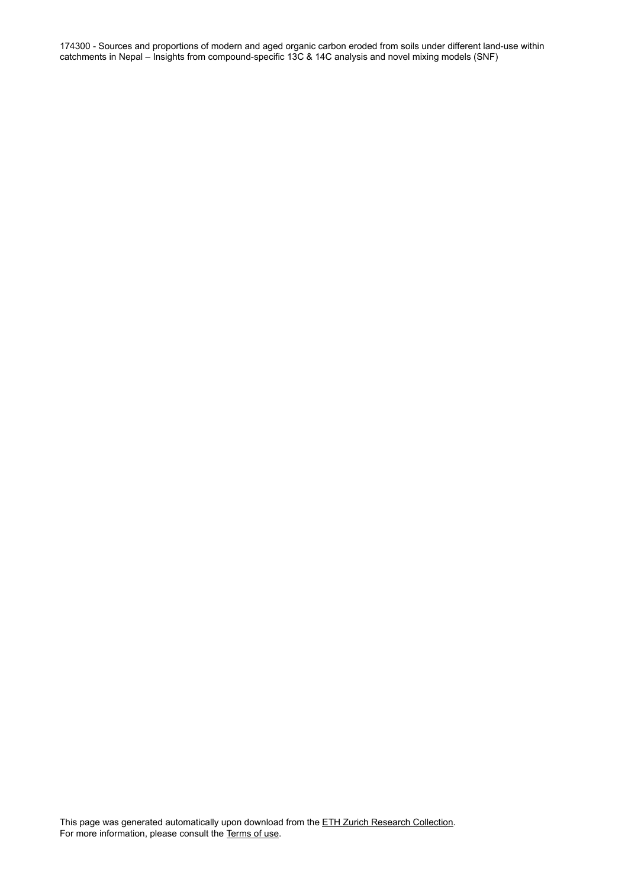174300 - Sources and proportions of modern and aged organic carbon eroded from soils under different land-use within catchments in Nepal – Insights from compound-specific 13C & 14C analysis and novel mixing models (SNF)

This page was generated automatically upon download from the [ETH Zurich Research Collection](). For more information, please consult the [Terms of use]().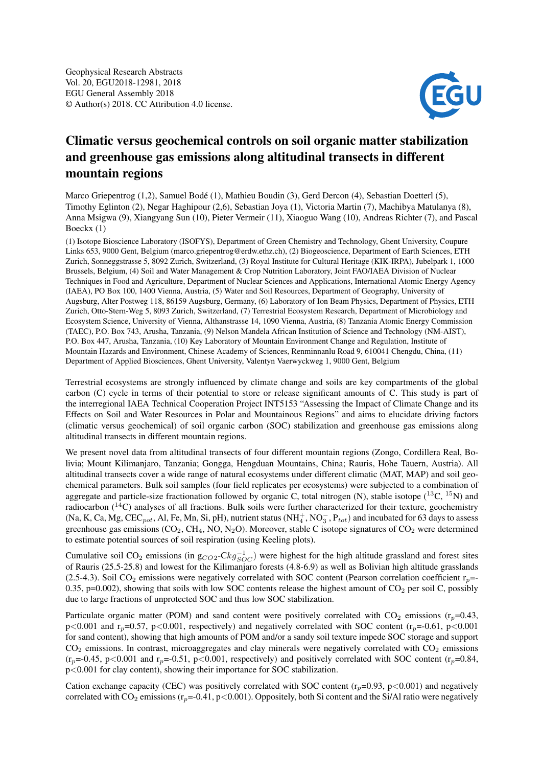# Climatic versus geochemical controls on soil organic matter stabilization and greenhouse gas emissions along altitudinal transects in different mountain regions

Marco Griepentrog (1,2), Samuel Bodé (1), Mathieu Boudin (3), Gerd Dercon (4), Sebastian Doetterl (5), Timothy Eglinton (2), Negar Haghipour (2,6), Sebastian Joya (1), Victoria Martin (7), Machibya Matulanya (8), Anna Msigwa (9), Xiangyang Sun (10), Pieter Vermeir (11), Xiaoguo Wang (10), Andreas Richter (7), and Pascal Boeckx (1)

(1) Isotope Bioscience Laboratory (ISOFYS), Department of Green Chemistry and Technology, Ghent University, Coupure Links 653, 9000 Gent, Belgium (marco.griepentrog@erdw.ethz.ch), (2) Biogeoscience, Department of Earth Sciences, ETH Zurich, Sonneggstrasse 5, 8092 Zurich, Switzerland, (3) Royal Institute for Cultural Heritage (KIK-IRPA), Jubelpark 1, 1000 Brussels, Belgium, (4) Soil and Water Management & Crop Nutrition Laboratory, Joint FAO/IAEA Division of Nuclear Techniques in Food and Agriculture, Department of Nuclear Sciences and Applications, International Atomic Energy Agency (IAEA), PO Box 100, 1400 Vienna, Austria, (5) Water and Soil Resources, Department of Geography, University of Augsburg, Alter Postweg 118, 86159 Augsburg, Germany, (6) Laboratory of Ion Beam Physics, Department of Physics, ETH Zurich, Otto-Stern-Weg 5, 8093 Zurich, Switzerland, (7) Terrestrial Ecosystem Research, Department of Microbiology and Ecosystem Science, University of Vienna, Althanstrasse 14, 1090 Vienna, Austria, (8) Tanzania Atomic Energy Commission (TAEC), P.O. Box 743, Arusha, Tanzania, (9) Nelson Mandela African Institution of Science and Technology (NM-AIST), P.O. Box 447, Arusha, Tanzania, (10) Key Laboratory of Mountain Environment Change and Regulation, Institute of Mountain Hazards and Environment, Chinese Academy of Sciences, Renminnanlu Road 9, 610041 Chengdu, China, (11) Department of Applied Biosciences, Ghent University, Valentyn Vaerwyckweg 1, 9000 Gent, Belgium

Terrestrial ecosystems are strongly influenced by climate change and soils are key compartments of the global carbon (C) cycle in terms of their potential to store or release significant amounts of C. This study is part of the interregional IAEA Technical Cooperation Project INT5153 "Assessing the Impact of Climate Change and its Effects on Soil and Water Resources in Polar and Mountainous Regions" and aims to elucidate driving factors (climatic versus geochemical) of soil organic carbon (SOC) stabilization and greenhouse gas emissions along altitudinal transects in different mountain regions.

We present novel data from altitudinal transects of four different mountain regions (Zongo, Cordillera Real, Bolivia; Mount Kilimanjaro, Tanzania; Gongga, Hengduan Mountains, China; Rauris, Hohe Tauern, Austria). All altitudinal transects cover a wide range of natural ecosystems under different climatic (MAT, MAP) and soil geochemical parameters. Bulk soil samples (four field replicates per ecosystems) were subjected to a combination of aggregate and particle-size fractionation followed by organic C, total nitrogen (N), stable isotope ($^{13}C$, $^{15}N$) and radiocarbon ($^{14}C$) analyses of all fractions. Bulk soils were further characterized for their texture, geochemistry (Na, K, Ca, Mg, $CEC_{pot}$, Al, Fe, Mn, Si, pH), nutrient status ($NH_4^+$, $NO_3^-$, $P_{tot}$) and incubated for 63 days to assess greenhouse gas emissions ($CO_2$, $CH_4$, NO, $N_2O$). Moreover, stable C isotope signatures of $CO_2$ were determined to estimate potential sources of soil respiration (using Keeling plots).

Cumulative soil $CO_2$ emissions (in $g_{CO2}$-$Ckg_{SOC}^{-1}$) were highest for the high altitude grassland and forest sites of Rauris (25.5-25.8) and lowest for the Kilimanjaro forests (4.8-6.9) as well as Bolivian high altitude grasslands (2.5-4.3). Soil $CO_2$ emissions were negatively correlated with SOC content (Pearson correlation coefficient $r_p$=-0.35, p=0.002), showing that soils with low SOC contents release the highest amount of $CO_2$ per soil C, possibly due to large fractions of unprotected SOC and thus low SOC stabilization.

Particulate organic matter (POM) and sand content were positively correlated with $CO_2$ emissions ($r_p$=0.43, $p<0.001$ and $r_p$=0.57, $p<0.001$, respectively) and negatively correlated with SOC content ($r_p$=-0.61, $p<0.001$ for sand content), showing that high amounts of POM and/or a sandy soil texture impede SOC storage and support $CO_2$ emissions. In contrast, microaggregates and clay minerals were negatively correlated with $CO_2$ emissions ($r_p$=-0.45, $p<0.001$ and $r_p$=-0.51, $p<0.001$, respectively) and positively correlated with SOC content ($r_p$=0.84, $p<0.001$ for clay content), showing their importance for SOC stabilization.

Cation exchange capacity (CEC) was positively correlated with SOC content ($r_p$=0.93, $p<0.001$) and negatively correlated with $CO_2$ emissions ($r_p$=-0.41, $p<0.001$). Oppositely, both Si content and the Si/Al ratio were negatively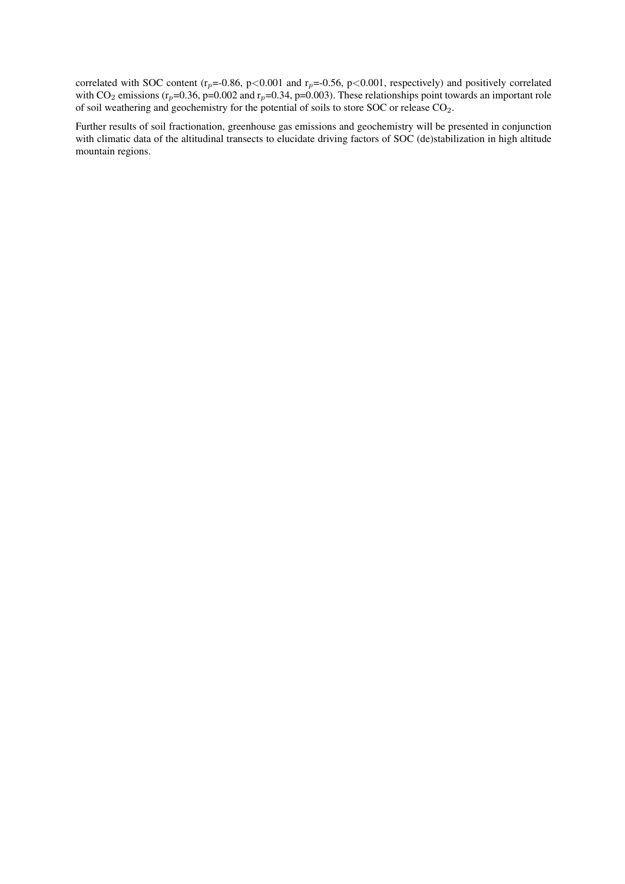correlated with SOC content ($r_p$=-0.86, $p<0.001$ and $r_p$=-0.56, $p<0.001$, respectively) and positively correlated with $CO_2$ emissions ($r_p$=0.36, p=0.002 and $r_p$=0.34, p=0.003). These relationships point towards an important role of soil weathering and geochemistry for the potential of soils to store SOC or release $CO_2$.

Further results of soil fractionation, greenhouse gas emissions and geochemistry will be presented in conjunction with climatic data of the altitudinal transects to elucidate driving factors of SOC (de)stabilization in high altitude mountain regions.